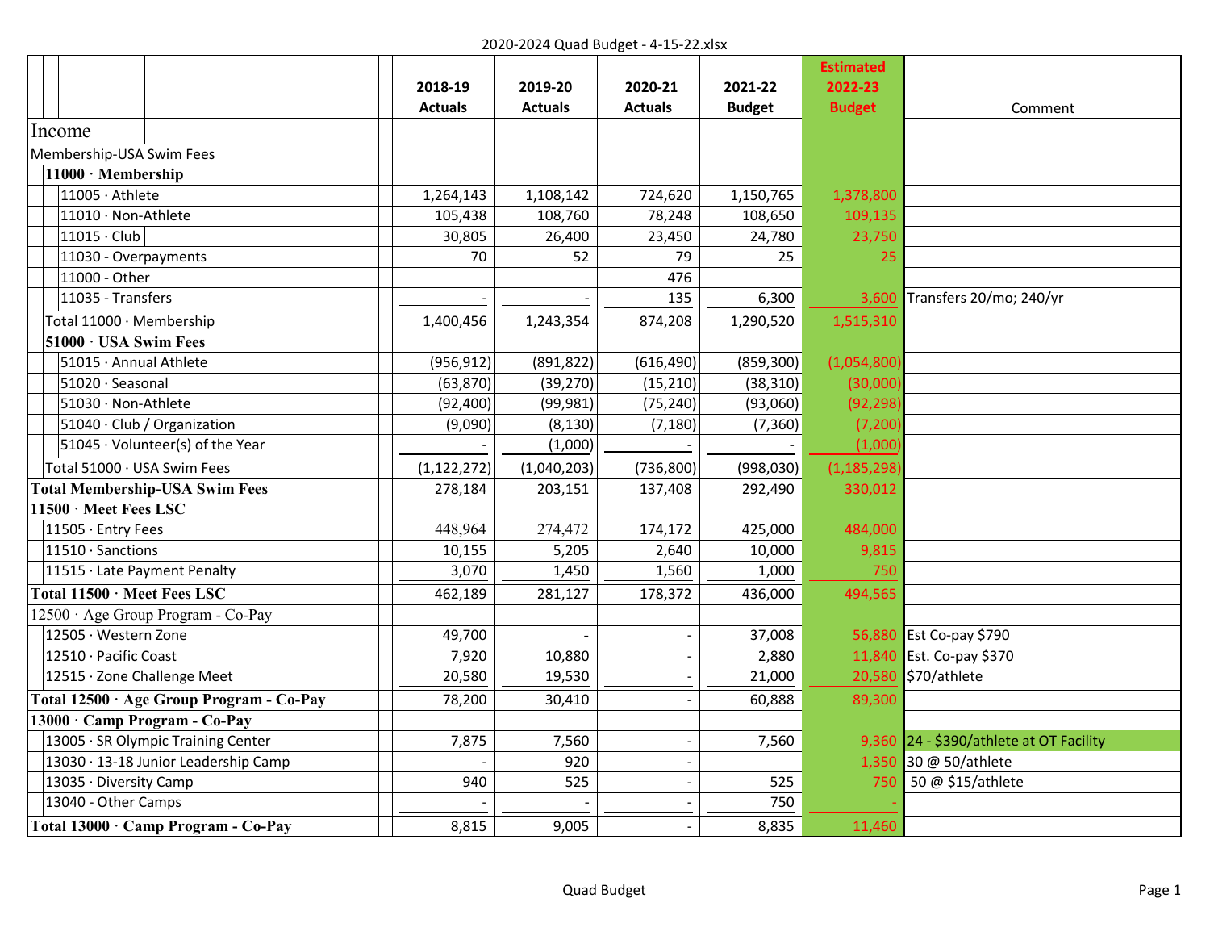2020-2024 Quad Budget - 4-15-22.xlsx

| | 2018-19 Actuals | 2019-20 Actuals | 2020-21 Actuals | 2021-22 Budget | Estimated 2022-23 Budget | Comment |
|---|---|---|---|---|---|---|
| **Income** | | | | | | |
| Membership-USA Swim Fees | | | | | | |
| **11000 · Membership** | | | | | | |
| 11005 · Athlete | 1,264,143 | 1,108,142 | 724,620 | 1,150,765 | 1,378,800 | |
| 11010 · Non-Athlete | 105,438 | 108,760 | 78,248 | 108,650 | 109,135 | |
| 11015 · Club | 30,805 | 26,400 | 23,450 | 24,780 | 23,750 | |
| 11030 - Overpayments | 70 | 52 | 79 | 25 | 25 | |
| 11000 - Other | | | 476 | | | |
| 11035 - Transfers | - | - | 135 | 6,300 | 3,600 | Transfers 20/mo; 240/yr |
| Total 11000 · Membership | 1,400,456 | 1,243,354 | 874,208 | 1,290,520 | 1,515,310 | |
| **51000 · USA Swim Fees** | | | | | | |
| 51015 · Annual Athlete | (956,912) | (891,822) | (616,490) | (859,300) | (1,054,800) | |
| 51020 · Seasonal | (63,870) | (39,270) | (15,210) | (38,310) | (30,000) | |
| 51030 · Non-Athlete | (92,400) | (99,981) | (75,240) | (93,060) | (92,298) | |
| 51040 · Club / Organization | (9,090) | (8,130) | (7,180) | (7,360) | (7,200) | |
| 51045 · Volunteer(s) of the Year | - | (1,000) | - | - | (1,000) | |
| Total 51000 · USA Swim Fees | (1,122,272) | (1,040,203) | (736,800) | (998,030) | (1,185,298) | |
| **Total Membership-USA Swim Fees** | 278,184 | 203,151 | 137,408 | 292,490 | 330,012 | |
| **11500 · Meet Fees LSC** | | | | | | |
| 11505 · Entry Fees | 448,964 | 274,472 | 174,172 | 425,000 | 484,000 | |
| 11510 · Sanctions | 10,155 | 5,205 | 2,640 | 10,000 | 9,815 | |
| 11515 · Late Payment Penalty | 3,070 | 1,450 | 1,560 | 1,000 | 750 | |
| **Total 11500 · Meet Fees LSC** | 462,189 | 281,127 | 178,372 | 436,000 | 494,565 | |
| 12500 · Age Group Program - Co-Pay | | | | | | |
| 12505 · Western Zone | 49,700 | - | - | 37,008 | 56,880 | Est Co-pay $790 |
| 12510 · Pacific Coast | 7,920 | 10,880 | - | 2,880 | 11,840 | Est. Co-pay $370 |
| 12515 · Zone Challenge Meet | 20,580 | 19,530 | - | 21,000 | 20,580 | $70/athlete |
| **Total 12500 · Age Group Program - Co-Pay** | 78,200 | 30,410 | - | 60,888 | 89,300 | |
| **13000 · Camp Program - Co-Pay** | | | | | | |
| 13005 · SR Olympic Training Center | 7,875 | 7,560 | - | 7,560 | 9,360 | 24 - $390/athlete at OT Facility |
| 13030 · 13-18 Junior Leadership Camp | - | 920 | - | | 1,350 | 30 @ 50/athlete |
| 13035 · Diversity Camp | 940 | 525 | - | 525 | 750 | 50 @ $15/athlete |
| 13040 - Other Camps | - | - | - | 750 | - | |
| **Total 13000 · Camp Program - Co-Pay** | 8,815 | 9,005 | - | 8,835 | 11,460 | |

Quad Budget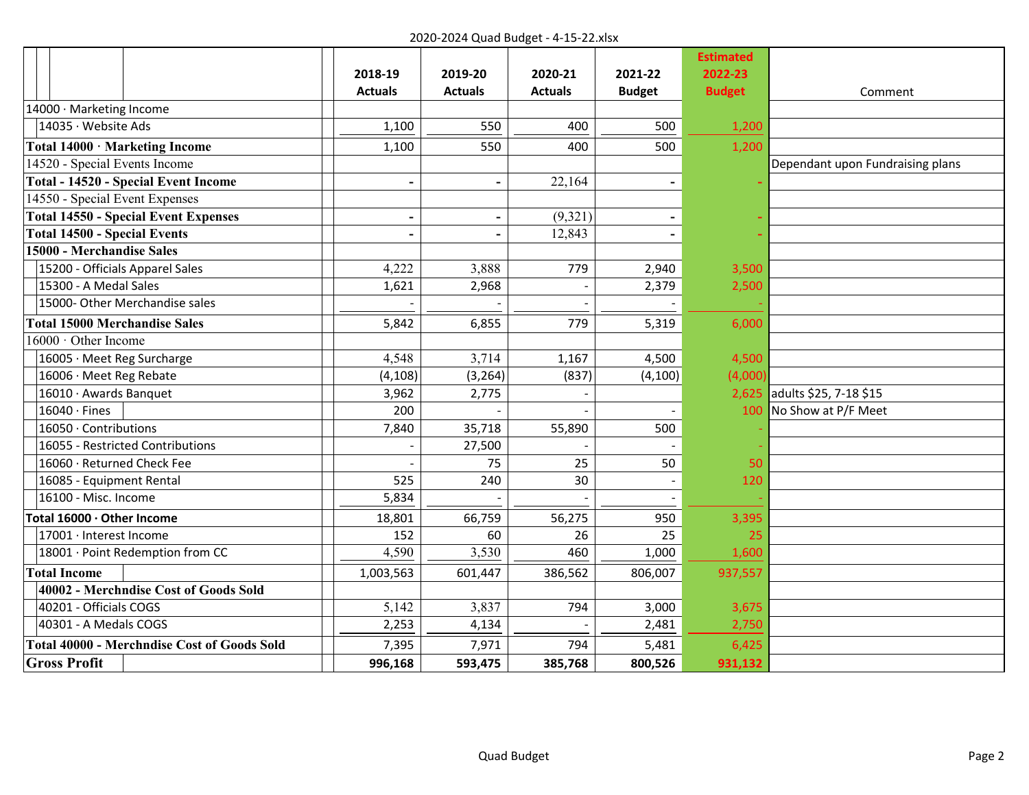2020-2024 Quad Budget - 4-15-22.xlsx

| | 2018-19 Actuals | 2019-20 Actuals | 2020-21 Actuals | 2021-22 Budget | Estimated 2022-23 Budget | Comment |
|---|---|---|---|---|---|---|
| 14000 · Marketing Income | | | | | | |
| 14035 · Website Ads | 1,100 | 550 | 400 | 500 | 1,200 | |
| **Total 14000 · Marketing Income** | 1,100 | 550 | 400 | 500 | 1,200 | |
| 14520 - Special Events Income | | | | | | Dependant upon Fundraising plans |
| **Total - 14520 - Special Event Income** | - | - | 22,164 | - | - | |
| 14550 - Special Event Expenses | | | | | | |
| **Total 14550 - Special Event Expenses** | - | - | (9,321) | - | - | |
| **Total 14500 - Special Events** | - | - | 12,843 | - | - | |
| **15000 - Merchandise Sales** | | | | | | |
| 15200 - Officials Apparel Sales | 4,222 | 3,888 | 779 | 2,940 | 3,500 | |
| 15300 - A Medal Sales | 1,621 | 2,968 | - | 2,379 | 2,500 | |
| 15000- Other Merchandise sales | - | - | - | - | - | |
| **Total 15000 Merchandise Sales** | 5,842 | 6,855 | 779 | 5,319 | 6,000 | |
| 16000 · Other Income | | | | | | |
| 16005 · Meet Reg Surcharge | 4,548 | 3,714 | 1,167 | 4,500 | 4,500 | |
| 16006 · Meet Reg Rebate | (4,108) | (3,264) | (837) | (4,100) | (4,000) | |
| 16010 · Awards Banquet | 3,962 | 2,775 | - | | 2,625 | adults $25, 7-18 $15 |
| 16040 · Fines | 200 | - | - | - | 100 | No Show at P/F Meet |
| 16050 · Contributions | 7,840 | 35,718 | 55,890 | 500 | - | |
| 16055 - Restricted Contributions | - | 27,500 | - | - | - | |
| 16060 · Returned Check Fee | - | 75 | 25 | 50 | 50 | |
| 16085 - Equipment Rental | 525 | 240 | 30 | - | 120 | |
| 16100 - Misc. Income | 5,834 | - | - | - | - | |
| **Total 16000 · Other Income** | 18,801 | 66,759 | 56,275 | 950 | 3,395 | |
| 17001 · Interest Income | 152 | 60 | 26 | 25 | 25 | |
| 18001 · Point Redemption from CC | 4,590 | 3,530 | 460 | 1,000 | 1,600 | |
| **Total Income** | 1,003,563 | 601,447 | 386,562 | 806,007 | 937,557 | |
| **40002 - Merchndise Cost of Goods Sold** | | | | | | |
| 40201 - Officials COGS | 5,142 | 3,837 | 794 | 3,000 | 3,675 | |
| 40301 - A Medals COGS | 2,253 | 4,134 | - | 2,481 | 2,750 | |
| **Total 40000 - Merchndise Cost of Goods Sold** | 7,395 | 7,971 | 794 | 5,481 | 6,425 | |
| **Gross Profit** | **996,168** | **593,475** | **385,768** | **800,526** | **931,132** | |

Quad Budget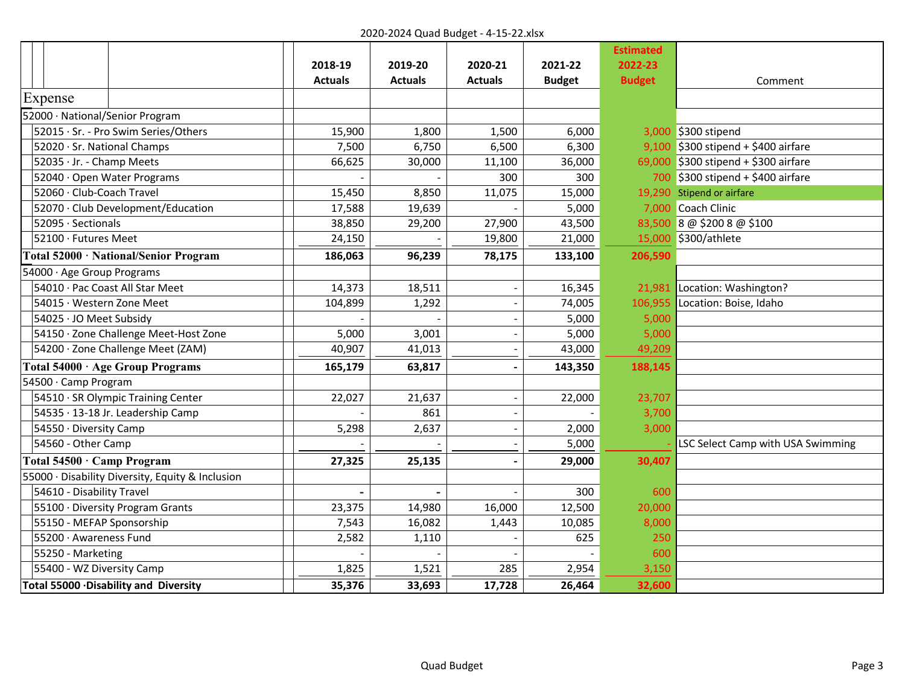2020-2024 Quad Budget - 4-15-22.xlsx

| | 2018-19 Actuals | 2019-20 Actuals | 2020-21 Actuals | 2021-22 Budget | Estimated 2022-23 Budget | Comment |
|---|---|---|---|---|---|---|
| Expense | | | | | | |
| 52000 · National/Senior Program | | | | | | |
| 52015 · Sr. - Pro Swim Series/Others | 15,900 | 1,800 | 1,500 | 6,000 | 3,000 | $300 stipend |
| 52020 · Sr. National Champs | 7,500 | 6,750 | 6,500 | 6,300 | 9,100 | $300 stipend + $400 airfare |
| 52035 · Jr. - Champ Meets | 66,625 | 30,000 | 11,100 | 36,000 | 69,000 | $300 stipend + $300 airfare |
| 52040 · Open Water Programs | - | - | 300 | 300 | 700 | $300 stipend + $400 airfare |
| 52060 · Club-Coach Travel | 15,450 | 8,850 | 11,075 | 15,000 | 19,290 | Stipend or airfare |
| 52070 · Club Development/Education | 17,588 | 19,639 | - | 5,000 | 7,000 | Coach Clinic |
| 52095 · Sectionals | 38,850 | 29,200 | 27,900 | 43,500 | 83,500 | 8 @ $200 8 @ $100 |
| 52100 · Futures Meet | 24,150 | - | 19,800 | 21,000 | 15,000 | $300/athlete |
| **Total 52000 · National/Senior Program** | **186,063** | **96,239** | **78,175** | **133,100** | **206,590** | |
| 54000 · Age Group Programs | | | | | | |
| 54010 · Pac Coast All Star Meet | 14,373 | 18,511 | - | 16,345 | 21,981 | Location: Washington? |
| 54015 · Western Zone Meet | 104,899 | 1,292 | - | 74,005 | 106,955 | Location: Boise, Idaho |
| 54025 · JO Meet Subsidy | - | - | - | 5,000 | 5,000 | |
| 54150 · Zone Challenge Meet-Host Zone | 5,000 | 3,001 | - | 5,000 | 5,000 | |
| 54200 · Zone Challenge Meet (ZAM) | 40,907 | 41,013 | - | 43,000 | 49,209 | |
| **Total 54000 · Age Group Programs** | **165,179** | **63,817** | **-** | **143,350** | **188,145** | |
| 54500 · Camp Program | | | | | | |
| 54510 · SR Olympic Training Center | 22,027 | 21,637 | - | 22,000 | 23,707 | |
| 54535 · 13-18 Jr. Leadership Camp | - | 861 | - | - | 3,700 | |
| 54550 · Diversity Camp | 5,298 | 2,637 | - | 2,000 | 3,000 | |
| 54560 - Other Camp | - | - | - | 5,000 | - | LSC Select Camp with USA Swimming |
| **Total 54500 · Camp Program** | **27,325** | **25,135** | **-** | **29,000** | **30,407** | |
| 55000 · Disability Diversity, Equity & Inclusion | | | | | | |
| 54610 - Disability Travel | - | - | - | 300 | 600 | |
| 55100 · Diversity Program Grants | 23,375 | 14,980 | 16,000 | 12,500 | 20,000 | |
| 55150 - MEFAP Sponsorship | 7,543 | 16,082 | 1,443 | 10,085 | 8,000 | |
| 55200 · Awareness Fund | 2,582 | 1,110 | - | 625 | 250 | |
| 55250 - Marketing | - | - | - | - | 600 | |
| 55400 - WZ Diversity Camp | 1,825 | 1,521 | 285 | 2,954 | 3,150 | |
| **Total 55000 ·Disability and Diversity** | **35,376** | **33,693** | **17,728** | **26,464** | **32,600** | |

Quad Budget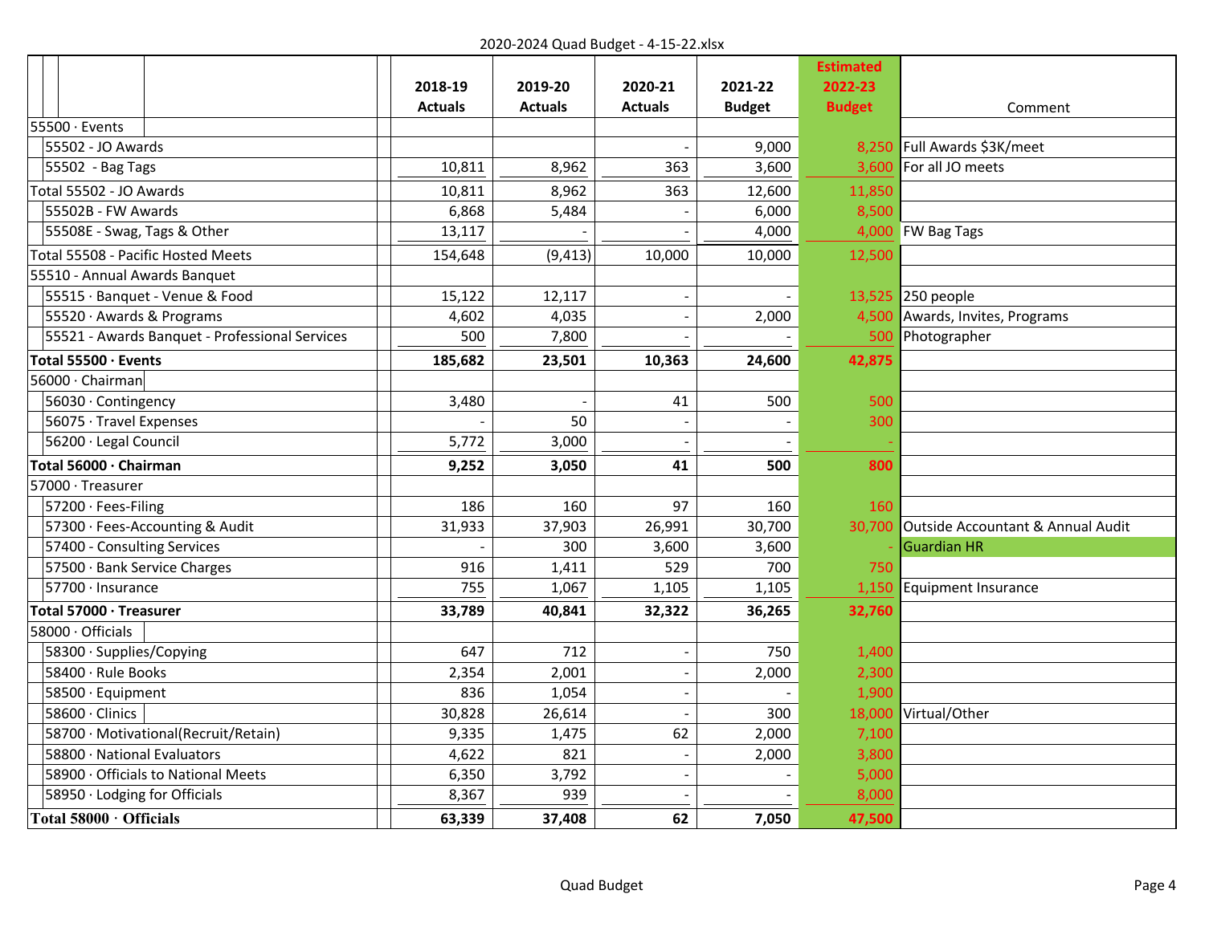2020-2024 Quad Budget - 4-15-22.xlsx

| | 2018-19 Actuals | 2019-20 Actuals | 2020-21 Actuals | 2021-22 Budget | Estimated 2022-23 Budget | Comment |
|---|---|---|---|---|---|---|
| 55500 · Events | | | | | | |
| 55502 - JO Awards | | | - | 9,000 | 8,250 | Full Awards $3K/meet |
| 55502 - Bag Tags | 10,811 | 8,962 | 363 | 3,600 | 3,600 | For all JO meets |
| Total 55502 - JO Awards | 10,811 | 8,962 | 363 | 12,600 | 11,850 | |
| 55502B - FW Awards | 6,868 | 5,484 | - | 6,000 | 8,500 | |
| 55508E - Swag, Tags & Other | 13,117 | - | - | 4,000 | 4,000 | FW Bag Tags |
| Total 55508 - Pacific Hosted Meets | 154,648 | (9,413) | 10,000 | 10,000 | 12,500 | |
| 55510 - Annual Awards Banquet | | | | | | |
| 55515 · Banquet - Venue & Food | 15,122 | 12,117 | - | - | 13,525 | 250 people |
| 55520 · Awards & Programs | 4,602 | 4,035 | - | 2,000 | 4,500 | Awards, Invites, Programs |
| 55521 - Awards Banquet - Professional Services | 500 | 7,800 | - | - | 500 | Photographer |
| **Total 55500 · Events** | **185,682** | **23,501** | **10,363** | **24,600** | **42,875** | |
| 56000 · Chairman | | | | | | |
| 56030 · Contingency | 3,480 | - | 41 | 500 | 500 | |
| 56075 · Travel Expenses | - | 50 | - | - | 300 | |
| 56200 · Legal Council | 5,772 | 3,000 | - | - | - | |
| **Total 56000 · Chairman** | **9,252** | **3,050** | **41** | **500** | **800** | |
| 57000 · Treasurer | | | | | | |
| 57200 · Fees-Filing | 186 | 160 | 97 | 160 | 160 | |
| 57300 · Fees-Accounting & Audit | 31,933 | 37,903 | 26,991 | 30,700 | 30,700 | Outside Accountant & Annual Audit |
| 57400 - Consulting Services | - | 300 | 3,600 | 3,600 | - | Guardian HR |
| 57500 · Bank Service Charges | 916 | 1,411 | 529 | 700 | 750 | |
| 57700 · Insurance | 755 | 1,067 | 1,105 | 1,105 | 1,150 | Equipment Insurance |
| **Total 57000 · Treasurer** | **33,789** | **40,841** | **32,322** | **36,265** | **32,760** | |
| 58000 · Officials | | | | | | |
| 58300 · Supplies/Copying | 647 | 712 | - | 750 | 1,400 | |
| 58400 · Rule Books | 2,354 | 2,001 | - | 2,000 | 2,300 | |
| 58500 · Equipment | 836 | 1,054 | - | - | 1,900 | |
| 58600 · Clinics | 30,828 | 26,614 | - | 300 | 18,000 | Virtual/Other |
| 58700 · Motivational(Recruit/Retain) | 9,335 | 1,475 | 62 | 2,000 | 7,100 | |
| 58800 · National Evaluators | 4,622 | 821 | - | 2,000 | 3,800 | |
| 58900 · Officials to National Meets | 6,350 | 3,792 | - | - | 5,000 | |
| 58950 · Lodging for Officials | 8,367 | 939 | - | - | 8,000 | |
| **Total 58000 · Officials** | **63,339** | **37,408** | **62** | **7,050** | **47,500** | |

Quad Budget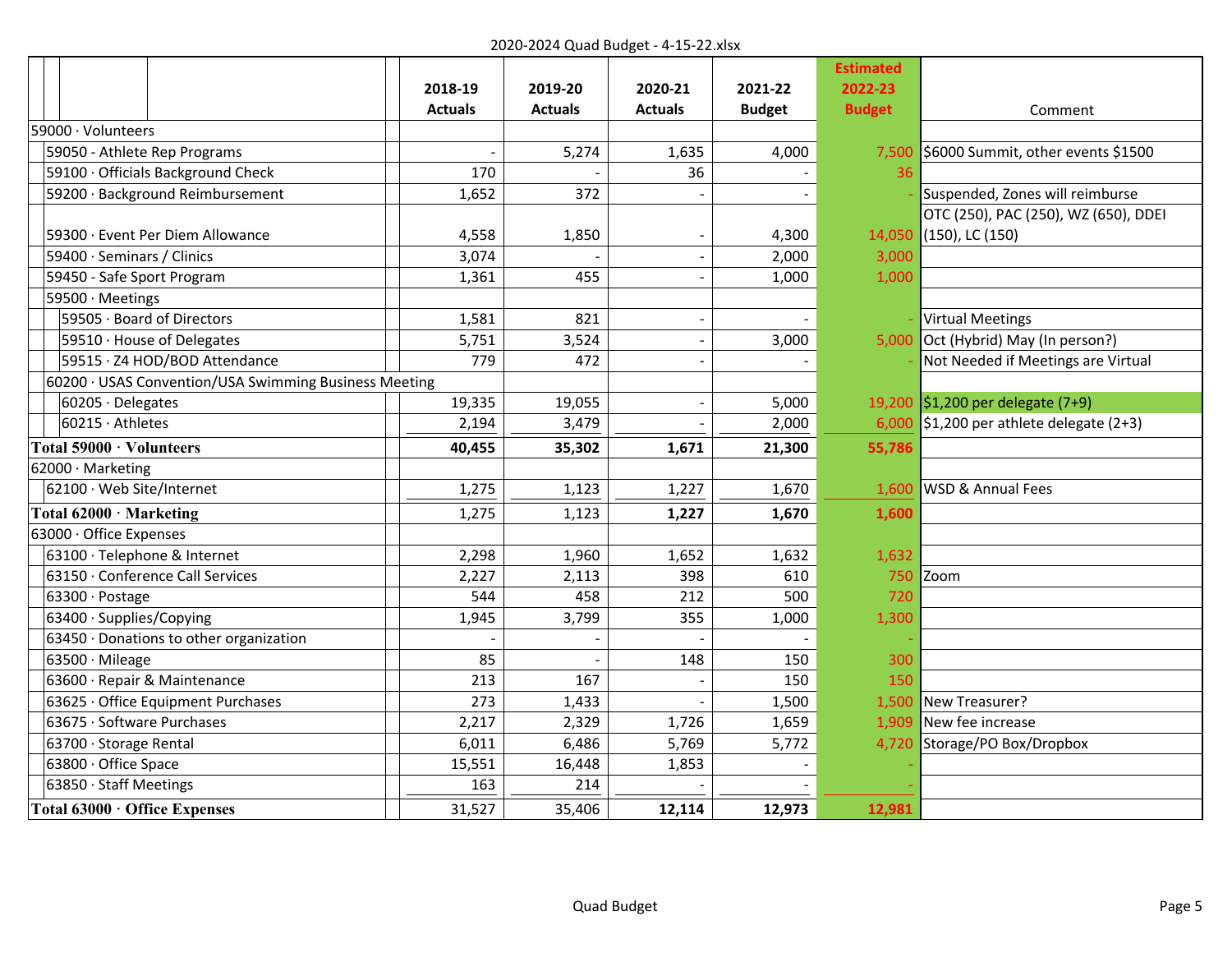2020-2024 Quad Budget - 4-15-22.xlsx

| | 2018-19 Actuals | 2019-20 Actuals | 2020-21 Actuals | 2021-22 Budget | Estimated 2022-23 Budget | Comment |
|---|---|---|---|---|---|---|
| 59000 · Volunteers | | | | | | |
| 59050 - Athlete Rep Programs | - | 5,274 | 1,635 | 4,000 | 7,500 | $6000 Summit, other events $1500 |
| 59100 · Officials Background Check | 170 | - | 36 | - | 36 | |
| 59200 · Background Reimbursement | 1,652 | 372 | - | - | - | Suspended, Zones will reimburse |
| 59300 · Event Per Diem Allowance | 4,558 | 1,850 | - | 4,300 | 14,050 | OTC (250), PAC (250), WZ (650), DDEI (150), LC (150) |
| 59400 · Seminars / Clinics | 3,074 | - | - | 2,000 | 3,000 | |
| 59450 - Safe Sport Program | 1,361 | 455 | - | 1,000 | 1,000 | |
| 59500 · Meetings | | | | | | |
| 59505 · Board of Directors | 1,581 | 821 | - | - | - | Virtual Meetings |
| 59510 · House of Delegates | 5,751 | 3,524 | - | 3,000 | 5,000 | Oct (Hybrid) May (In person?) |
| 59515 · Z4 HOD/BOD Attendance | 779 | 472 | - | - | - | Not Needed if Meetings are Virtual |
| 60200 · USAS Convention/USA Swimming Business Meeting | | | | | | |
| 60205 · Delegates | 19,335 | 19,055 | - | 5,000 | 19,200 | $1,200 per delegate (7+9) |
| 60215 · Athletes | 2,194 | 3,479 | - | 2,000 | 6,000 | $1,200 per athlete delegate (2+3) |
| **Total 59000 · Volunteers** | **40,455** | **35,302** | **1,671** | **21,300** | **55,786** | |
| 62000 · Marketing | | | | | | |
| 62100 · Web Site/Internet | 1,275 | 1,123 | 1,227 | 1,670 | 1,600 | WSD & Annual Fees |
| **Total 62000 · Marketing** | 1,275 | 1,123 | **1,227** | **1,670** | **1,600** | |
| 63000 · Office Expenses | | | | | | |
| 63100 · Telephone & Internet | 2,298 | 1,960 | 1,652 | 1,632 | 1,632 | |
| 63150 · Conference Call Services | 2,227 | 2,113 | 398 | 610 | 750 | Zoom |
| 63300 · Postage | 544 | 458 | 212 | 500 | 720 | |
| 63400 · Supplies/Copying | 1,945 | 3,799 | 355 | 1,000 | 1,300 | |
| 63450 · Donations to other organization | - | - | - | - | - | |
| 63500 · Mileage | 85 | - | 148 | 150 | 300 | |
| 63600 · Repair & Maintenance | 213 | 167 | - | 150 | 150 | |
| 63625 · Office Equipment Purchases | 273 | 1,433 | - | 1,500 | 1,500 | New Treasurer? |
| 63675 · Software Purchases | 2,217 | 2,329 | 1,726 | 1,659 | 1,909 | New fee increase |
| 63700 · Storage Rental | 6,011 | 6,486 | 5,769 | 5,772 | 4,720 | Storage/PO Box/Dropbox |
| 63800 · Office Space | 15,551 | 16,448 | 1,853 | - | - | |
| 63850 · Staff Meetings | 163 | 214 | - | - | - | |
| **Total 63000 · Office Expenses** | 31,527 | 35,406 | **12,114** | **12,973** | **12,981** | |

Quad Budget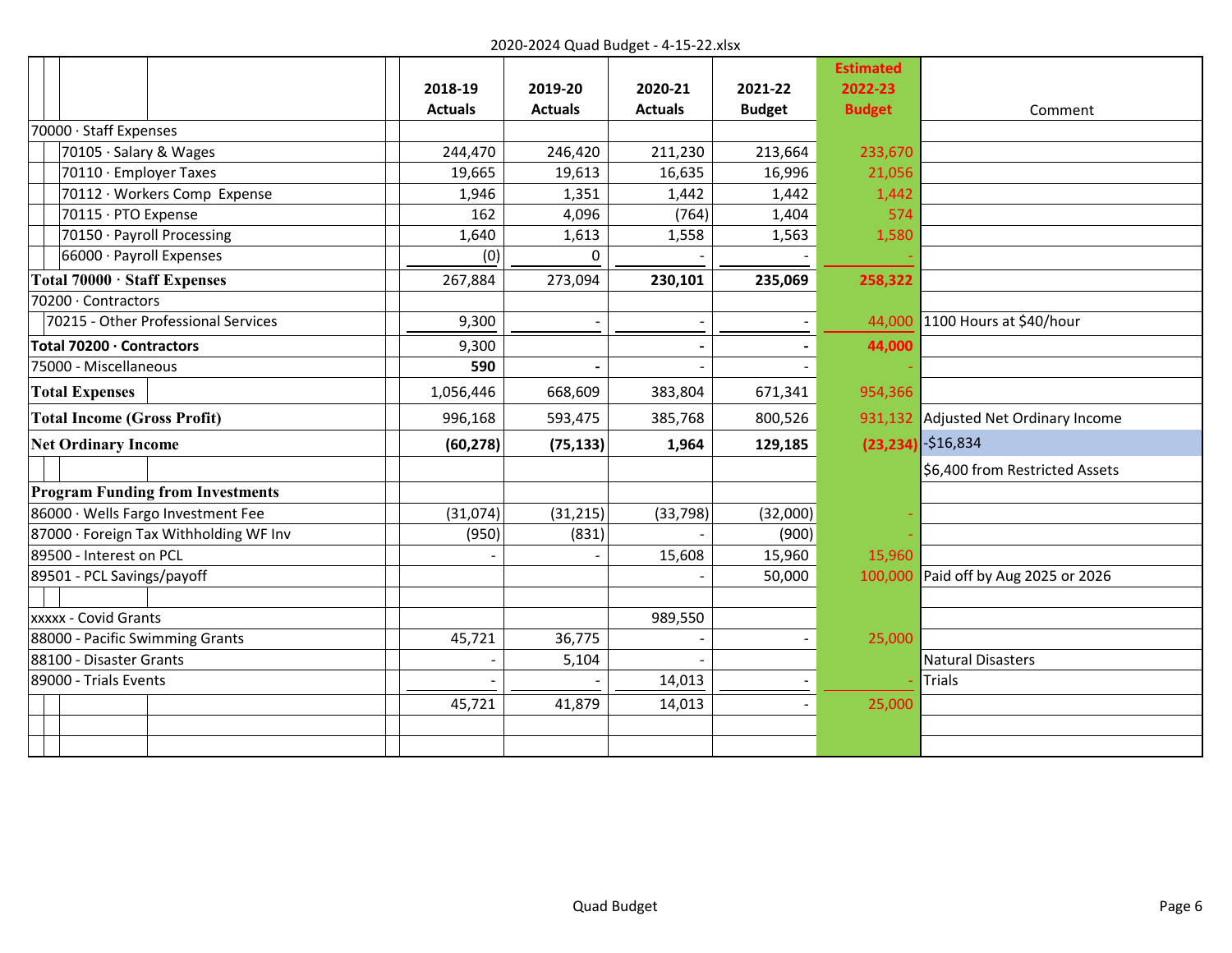|  | 2018-19 Actuals | 2019-20 Actuals | 2020-21 Actuals | 2021-22 Budget | Estimated 2022-23 Budget | Comment |
|---|---|---|---|---|---|---|
| 70000 · Staff Expenses |  |  |  |  |  |  |
| 70105 · Salary & Wages | 244,470 | 246,420 | 211,230 | 213,664 | 233,670 |  |
| 70110 · Employer Taxes | 19,665 | 19,613 | 16,635 | 16,996 | 21,056 |  |
| 70112 · Workers Comp Expense | 1,946 | 1,351 | 1,442 | 1,442 | 1,442 |  |
| 70115 · PTO Expense | 162 | 4,096 | (764) | 1,404 | 574 |  |
| 70150 · Payroll Processing | 1,640 | 1,613 | 1,558 | 1,563 | 1,580 |  |
| 66000 · Payroll Expenses | (0) | 0 | - | - | - |  |
| **Total 70000 · Staff Expenses** | 267,884 | 273,094 | **230,101** | **235,069** | **258,322** |  |
| 70200 · Contractors |  |  |  |  |  |  |
| 70215 - Other Professional Services | 9,300 | - | - | - | 44,000 | 1100 Hours at $40/hour |
| **Total 70200 · Contractors** | 9,300 |  | **-** | **-** | **44,000** |  |
| 75000 - Miscellaneous | **590** | **-** | - | - | - |  |
| **Total Expenses** | 1,056,446 | 668,609 | 383,804 | 671,341 | 954,366 |  |
| **Total Income (Gross Profit)** | 996,168 | 593,475 | 385,768 | 800,526 | 931,132 | Adjusted Net Ordinary Income |
| **Net Ordinary Income** | **(60,278)** | **(75,133)** | **1,964** | **129,185** | **(23,234)** | -$16,834 |
|  |  |  |  |  |  | $6,400 from Restricted Assets |
| **Program Funding from Investments** |  |  |  |  |  |  |
| 86000 · Wells Fargo Investment Fee | (31,074) | (31,215) | (33,798) | (32,000) | - |  |
| 87000 · Foreign Tax Withholding WF Inv | (950) | (831) | - | (900) | - |  |
| 89500 - Interest on PCL | - | - | 15,608 | 15,960 | 15,960 |  |
| 89501 - PCL Savings/payoff |  |  | - | 50,000 | 100,000 | Paid off by Aug 2025 or 2026 |
|  |  |  |  |  |  |  |
| xxxxx - Covid Grants |  |  | 989,550 |  |  |  |
| 88000 - Pacific Swimming Grants | 45,721 | 36,775 | - | - | 25,000 |  |
| 88100 - Disaster Grants | - | 5,104 | - |  |  | Natural Disasters |
| 89000 - Trials Events | - | - | 14,013 | - | - | Trials |
|  | 45,721 | 41,879 | 14,013 | - | 25,000 |  |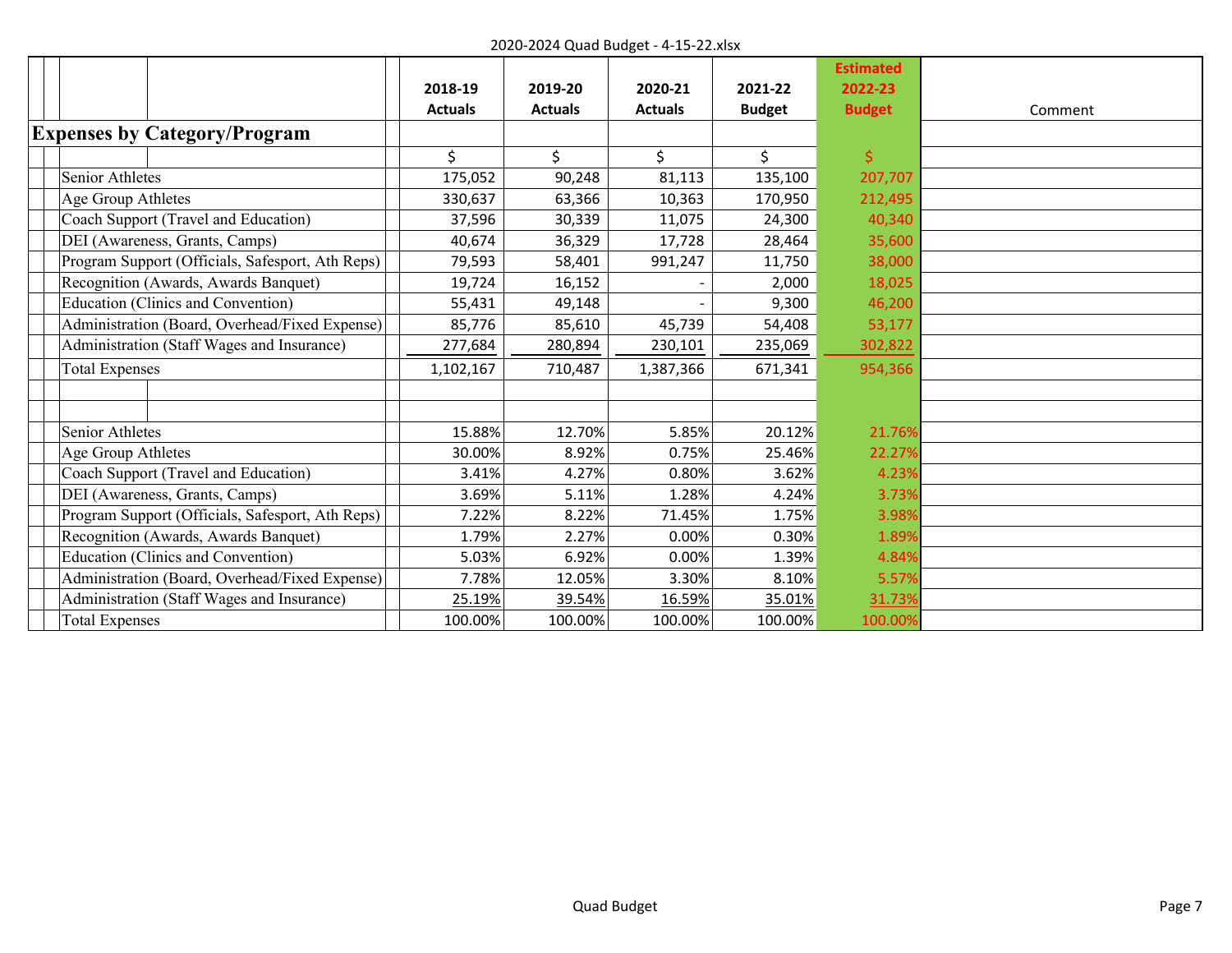2020-2024 Quad Budget - 4-15-22.xlsx

| Expenses by Category/Program | 2018-19 Actuals | 2019-20 Actuals | 2020-21 Actuals | 2021-22 Budget | Estimated 2022-23 Budget | Comment |
|---|---|---|---|---|---|---|
| | $ | $ | $ | $ | $ | |
| Senior Athletes | 175,052 | 90,248 | 81,113 | 135,100 | 207,707 | |
| Age Group Athletes | 330,637 | 63,366 | 10,363 | 170,950 | 212,495 | |
| Coach Support (Travel and Education) | 37,596 | 30,339 | 11,075 | 24,300 | 40,340 | |
| DEI (Awareness, Grants, Camps) | 40,674 | 36,329 | 17,728 | 28,464 | 35,600 | |
| Program Support (Officials, Safesport, Ath Reps) | 79,593 | 58,401 | 991,247 | 11,750 | 38,000 | |
| Recognition (Awards, Awards Banquet) | 19,724 | 16,152 | - | 2,000 | 18,025 | |
| Education (Clinics and Convention) | 55,431 | 49,148 | - | 9,300 | 46,200 | |
| Administration (Board, Overhead/Fixed Expense) | 85,776 | 85,610 | 45,739 | 54,408 | 53,177 | |
| Administration (Staff Wages and Insurance) | 277,684 | 280,894 | 230,101 | 235,069 | 302,822 | |
| Total Expenses | 1,102,167 | 710,487 | 1,387,366 | 671,341 | 954,366 | |
| | | | | | | |
| | | | | | | |
| Senior Athletes | 15.88% | 12.70% | 5.85% | 20.12% | 21.76% | |
| Age Group Athletes | 30.00% | 8.92% | 0.75% | 25.46% | 22.27% | |
| Coach Support (Travel and Education) | 3.41% | 4.27% | 0.80% | 3.62% | 4.23% | |
| DEI (Awareness, Grants, Camps) | 3.69% | 5.11% | 1.28% | 4.24% | 3.73% | |
| Program Support (Officials, Safesport, Ath Reps) | 7.22% | 8.22% | 71.45% | 1.75% | 3.98% | |
| Recognition (Awards, Awards Banquet) | 1.79% | 2.27% | 0.00% | 0.30% | 1.89% | |
| Education (Clinics and Convention) | 5.03% | 6.92% | 0.00% | 1.39% | 4.84% | |
| Administration (Board, Overhead/Fixed Expense) | 7.78% | 12.05% | 3.30% | 8.10% | 5.57% | |
| Administration (Staff Wages and Insurance) | 25.19% | 39.54% | 16.59% | 35.01% | 31.73% | |
| Total Expenses | 100.00% | 100.00% | 100.00% | 100.00% | 100.00% | |

Quad Budget